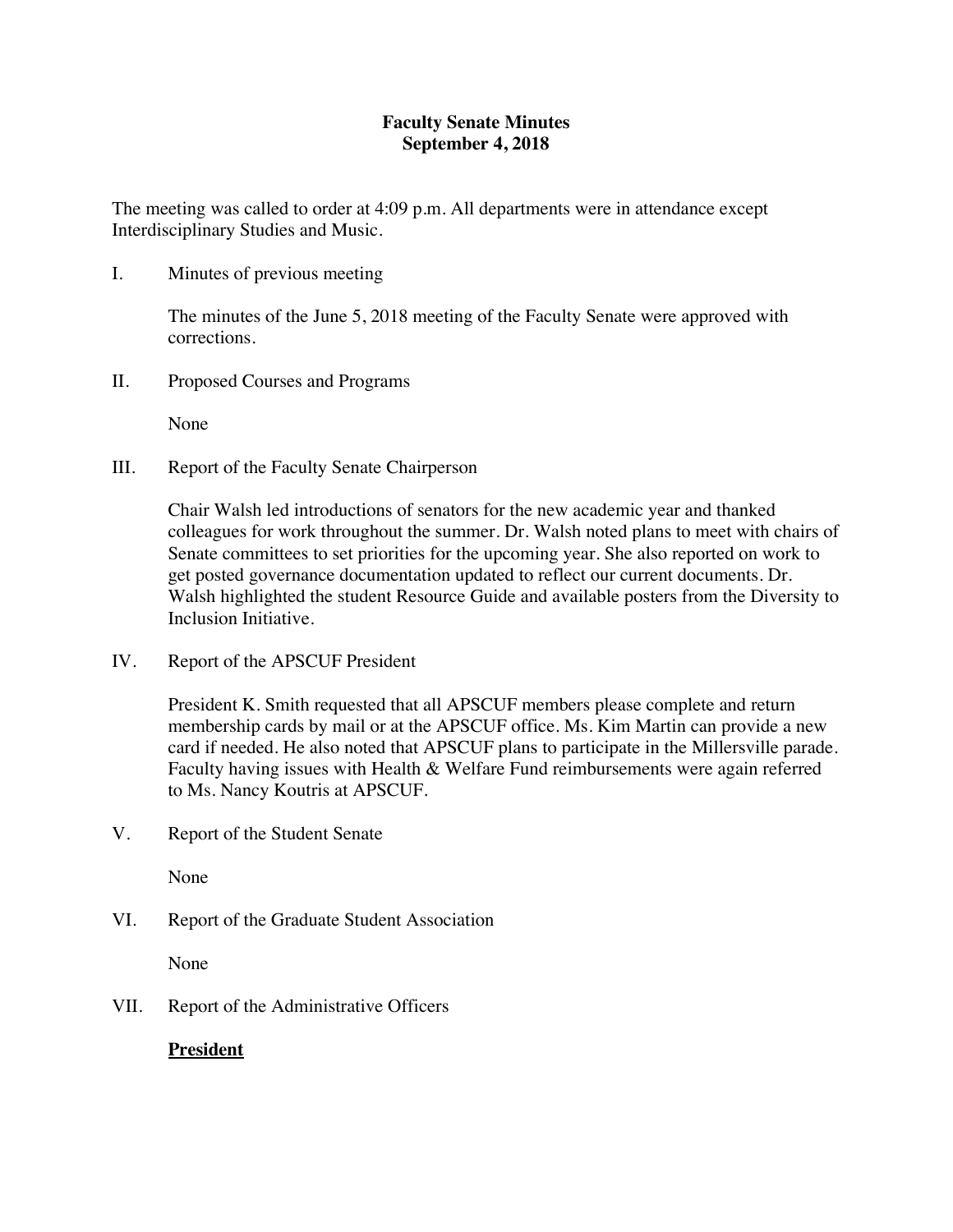# Faculty Senate Minutes
## September 4, 2018

The meeting was called to order at 4:09 p.m. All departments were in attendance except Interdisciplinary Studies and Music.

I. Minutes of previous meeting

The minutes of the June 5, 2018 meeting of the Faculty Senate were approved with corrections.

II. Proposed Courses and Programs

None

III. Report of the Faculty Senate Chairperson

Chair Walsh led introductions of senators for the new academic year and thanked colleagues for work throughout the summer. Dr. Walsh noted plans to meet with chairs of Senate committees to set priorities for the upcoming year. She also reported on work to get posted governance documentation updated to reflect our current documents. Dr. Walsh highlighted the student Resource Guide and available posters from the Diversity to Inclusion Initiative.

IV. Report of the APSCUF President

President K. Smith requested that all APSCUF members please complete and return membership cards by mail or at the APSCUF office. Ms. Kim Martin can provide a new card if needed. He also noted that APSCUF plans to participate in the Millersville parade. Faculty having issues with Health & Welfare Fund reimbursements were again referred to Ms. Nancy Koutris at APSCUF.

V. Report of the Student Senate

None

VI. Report of the Graduate Student Association

None

VII. Report of the Administrative Officers

**<u>President</u>**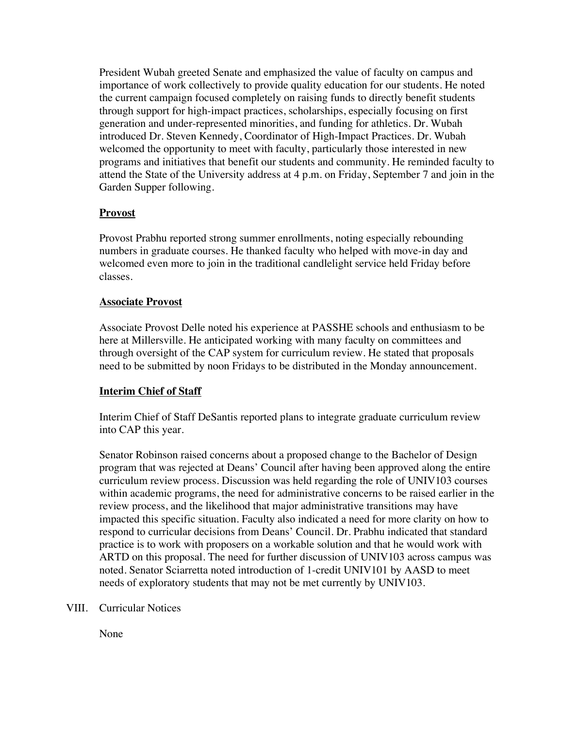President Wubah greeted Senate and emphasized the value of faculty on campus and importance of work collectively to provide quality education for our students. He noted the current campaign focused completely on raising funds to directly benefit students through support for high-impact practices, scholarships, especially focusing on first generation and under-represented minorities, and funding for athletics. Dr. Wubah introduced Dr. Steven Kennedy, Coordinator of High-Impact Practices. Dr. Wubah welcomed the opportunity to meet with faculty, particularly those interested in new programs and initiatives that benefit our students and community. He reminded faculty to attend the State of the University address at 4 p.m. on Friday, September 7 and join in the Garden Supper following.

**Provost**

Provost Prabhu reported strong summer enrollments, noting especially rebounding numbers in graduate courses. He thanked faculty who helped with move-in day and welcomed even more to join in the traditional candlelight service held Friday before classes.

**Associate Provost**

Associate Provost Delle noted his experience at PASSHE schools and enthusiasm to be here at Millersville. He anticipated working with many faculty on committees and through oversight of the CAP system for curriculum review. He stated that proposals need to be submitted by noon Fridays to be distributed in the Monday announcement.

**Interim Chief of Staff**

Interim Chief of Staff DeSantis reported plans to integrate graduate curriculum review into CAP this year.

Senator Robinson raised concerns about a proposed change to the Bachelor of Design program that was rejected at Deans' Council after having been approved along the entire curriculum review process. Discussion was held regarding the role of UNIV103 courses within academic programs, the need for administrative concerns to be raised earlier in the review process, and the likelihood that major administrative transitions may have impacted this specific situation. Faculty also indicated a need for more clarity on how to respond to curricular decisions from Deans' Council. Dr. Prabhu indicated that standard practice is to work with proposers on a workable solution and that he would work with ARTD on this proposal. The need for further discussion of UNIV103 across campus was noted. Senator Sciarretta noted introduction of 1-credit UNIV101 by AASD to meet needs of exploratory students that may not be met currently by UNIV103.

VIII. Curricular Notices

None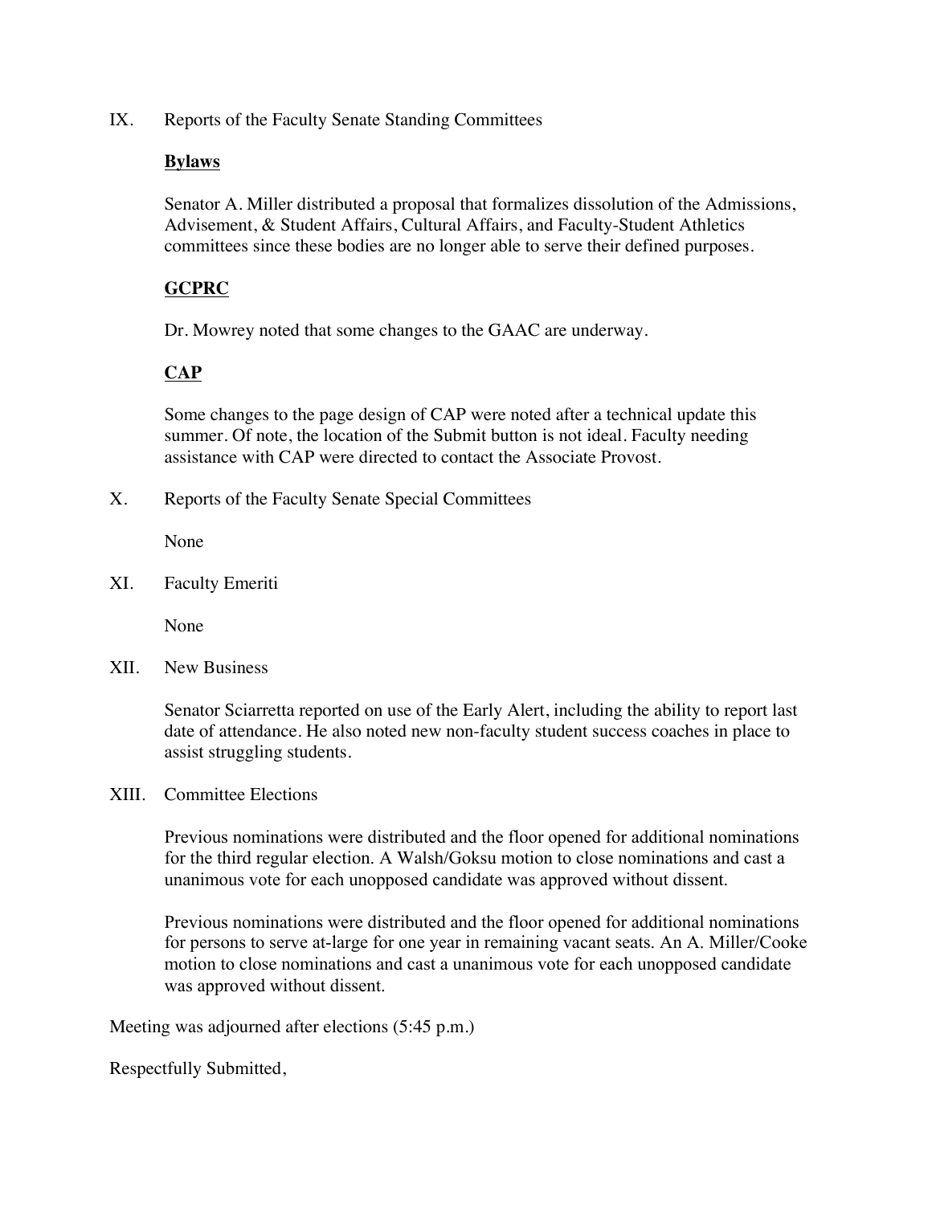IX. Reports of the Faculty Senate Standing Committees

**Bylaws**

Senator A. Miller distributed a proposal that formalizes dissolution of the Admissions, Advisement, & Student Affairs, Cultural Affairs, and Faculty-Student Athletics committees since these bodies are no longer able to serve their defined purposes.

**GCPRC**

Dr. Mowrey noted that some changes to the GAAC are underway.

**CAP**

Some changes to the page design of CAP were noted after a technical update this summer. Of note, the location of the Submit button is not ideal. Faculty needing assistance with CAP were directed to contact the Associate Provost.

X. Reports of the Faculty Senate Special Committees

None

XI. Faculty Emeriti

None

XII. New Business

Senator Sciarretta reported on use of the Early Alert, including the ability to report last date of attendance. He also noted new non-faculty student success coaches in place to assist struggling students.

XIII. Committee Elections

Previous nominations were distributed and the floor opened for additional nominations for the third regular election. A Walsh/Goksu motion to close nominations and cast a unanimous vote for each unopposed candidate was approved without dissent.

Previous nominations were distributed and the floor opened for additional nominations for persons to serve at-large for one year in remaining vacant seats. An A. Miller/Cooke motion to close nominations and cast a unanimous vote for each unopposed candidate was approved without dissent.

Meeting was adjourned after elections (5:45 p.m.)

Respectfully Submitted,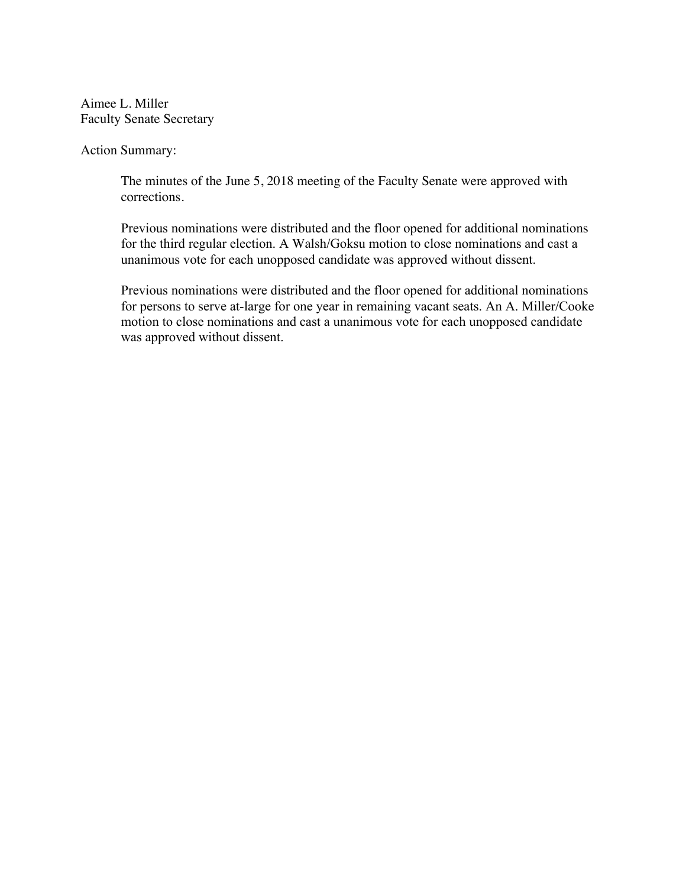Aimee L. Miller
Faculty Senate Secretary

Action Summary:

The minutes of the June 5, 2018 meeting of the Faculty Senate were approved with corrections.

Previous nominations were distributed and the floor opened for additional nominations for the third regular election. A Walsh/Goksu motion to close nominations and cast a unanimous vote for each unopposed candidate was approved without dissent.

Previous nominations were distributed and the floor opened for additional nominations for persons to serve at-large for one year in remaining vacant seats. An A. Miller/Cooke motion to close nominations and cast a unanimous vote for each unopposed candidate was approved without dissent.